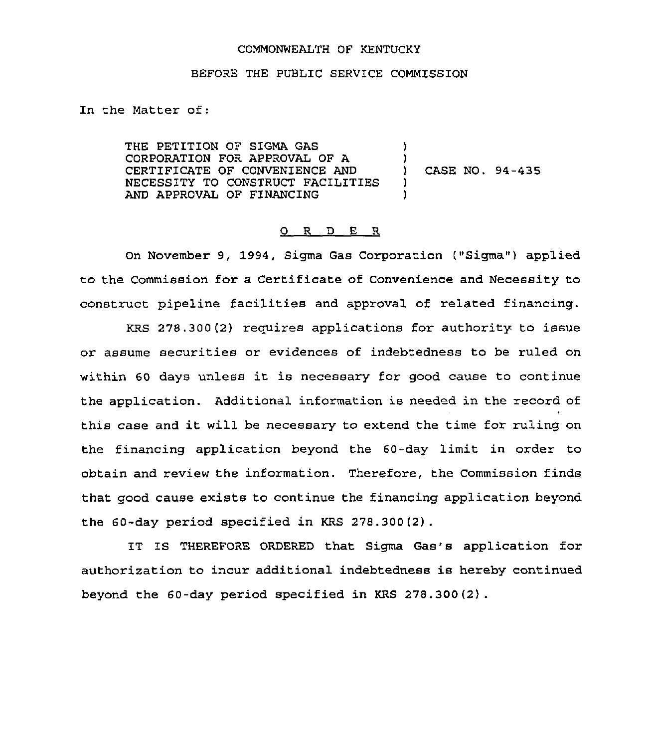COMMONWEALTH OF KENTUCKY

BEFORE THE PUBLIC SERVICE COMMISSION

In the Matter of:

THE PETITION OF SIGMA GAS CORPORATION FOR APPROVAL OF A CERTIFICATE OF CONVENIENCE AND NECESSITY TO CONSTRUCT FACILITIES AND APPROVAL OF FINANCING ) CASE NO. 94-435

O R D E R

On November 9, 1994, Sigma Gas Corporation ("Sigma") applied to the Commission for a Certificate of Convenience and Necessity to construct pipeline facilities and approval of related financing.

KRS 278.300(2) requires applications for authority to issue or assume securities or evidences of indebtedness to be ruled on within 60 days unless it is necessary for good cause to continue the application. Additional information is needed in the record of this case and it will be necessary to extend the time for ruling on the financing application beyond the 60-day limit in order to obtain and review the information. Therefore, the Commission finds that good cause exists to continue the financing application beyond the 60-day period specified in KRS 278.300(2).

IT IS THEREFORE ORDERED that Sigma Gas's application for authorization to incur additional indebtedness is hereby continued beyond the 60-day period specified in KRS 278.300(2).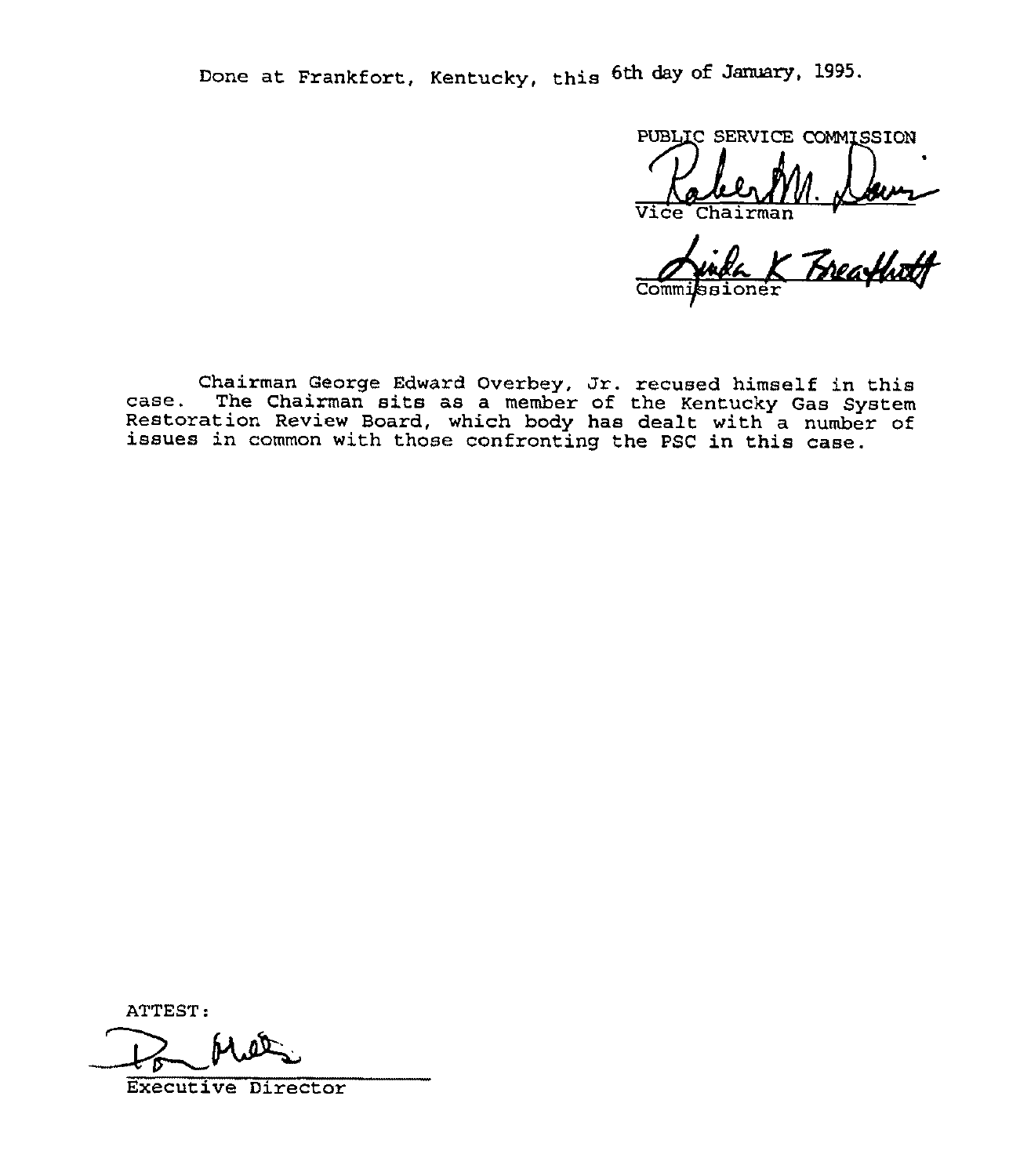Done at Frankfort, Kentucky, this 6th day of January, 1995.

PUBLIC SERVICE COMMISSION

Vice Chairman

Commissioner

Chairman George Edward Overbey, Jr. recused himself in this case. The Chairman sits as a member of the Kentucky Gas System Restoration Review Board, which body has dealt with a number of issues in common with those confronting the PSC in this case.

ATTEST:

Executive Director